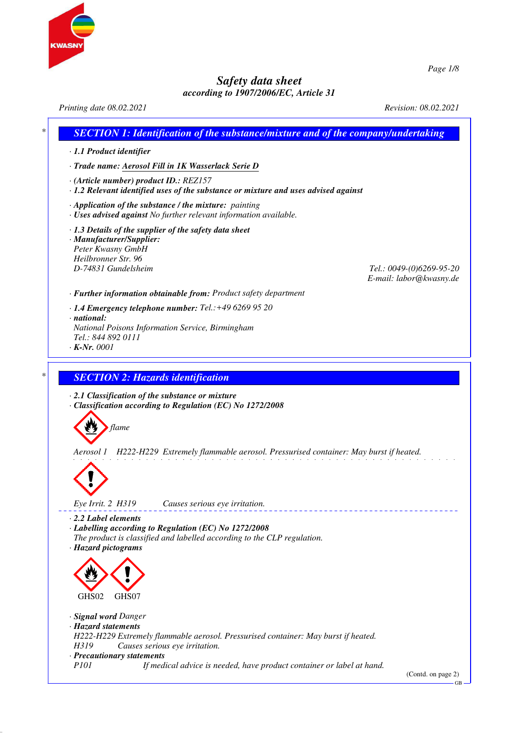# Safety data sheet

**according to 1907/2006/EC, Article 31**

*Printing date 08.02.2021* *Revision: 08.02.2021*

## SECTION 1: Identification of the substance/mixture and of the company/undertaking

· **1.1 Product identifier**

· **Trade name: Aerosol Fill in 1K Wasserlack Serie D**

· **(Article number) product ID.:** REZ157

· **1.2 Relevant identified uses of the substance or mixture and uses advised against**

· **Application of the substance / the mixture:** painting

· **Uses advised against** No further relevant information available.

· **1.3 Details of the supplier of the safety data sheet**

· **Manufacturer/Supplier:**
Peter Kwasny GmbH
Heilbronner Str. 96
D-74831 Gundelsheim
Tel.: 0049-(0)6269-95-20
E-mail: labor@kwasny.de

· **Further information obtainable from:** Product safety department

· **1.4 Emergency telephone number:** Tel.:+49 6269 95 20

· **national:**
National Poisons Information Service, Birmingham
Tel.: 844 892 0111

· **K-Nr.** 0001

## SECTION 2: Hazards identification

· **2.1 Classification of the substance or mixture**

· **Classification according to Regulation (EC) No 1272/2008**

flame

Aerosol 1 H222-H229 Extremely flammable aerosol. Pressurised container: May burst if heated.

Eye Irrit. 2 H319 Causes serious eye irritation.

· **2.2 Label elements**

· **Labelling according to Regulation (EC) No 1272/2008**
The product is classified and labelled according to the CLP regulation.

· **Hazard pictograms**

GHS02 GHS07

· **Signal word** Danger

· **Hazard statements**
H222-H229 Extremely flammable aerosol. Pressurised container: May burst if heated.
H319 Causes serious eye irritation.

· **Precautionary statements**
P101 If medical advice is needed, have product container or label at hand.

(Contd. on page 2)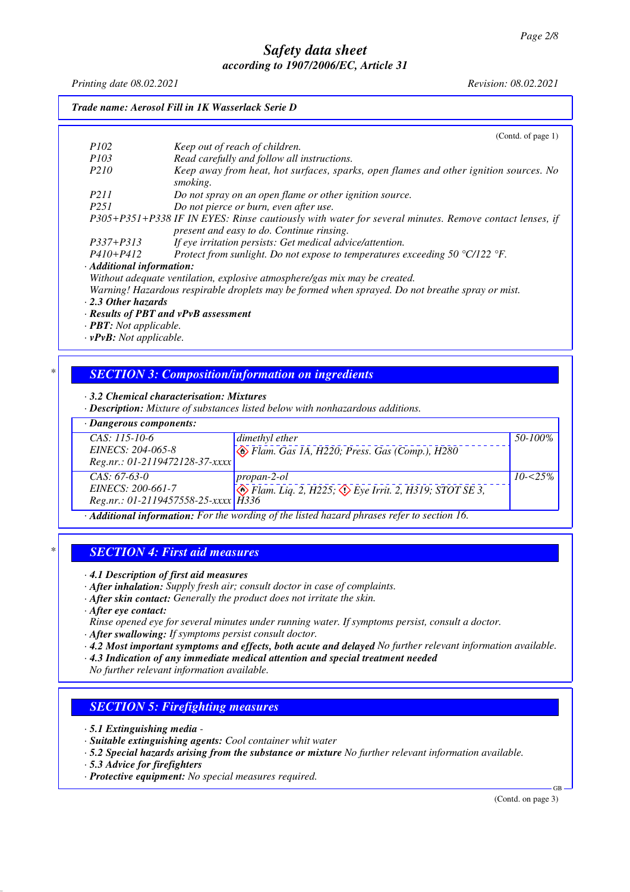*Safety data sheet*
*according to 1907/2006/EC, Article 31*

*Printing date 08.02.2021* *Revision: 08.02.2021*

***Trade name: Aerosol Fill in 1K Wasserlack Serie D***

(Contd. of page 1)

| | |
|---|---|
| *P102* | *Keep out of reach of children.* |
| *P103* | *Read carefully and follow all instructions.* |
| *P210* | *Keep away from heat, hot surfaces, sparks, open flames and other ignition sources. No smoking.* |
| *P211* | *Do not spray on an open flame or other ignition source.* |
| *P251* | *Do not pierce or burn, even after use.* |
| *P305+P351+P338* | *IF IN EYES: Rinse cautiously with water for several minutes. Remove contact lenses, if present and easy to do. Continue rinsing.* |
| *P337+P313* | *If eye irritation persists: Get medical advice/attention.* |
| *P410+P412* | *Protect from sunlight. Do not expose to temperatures exceeding 50 °C/122 °F.* |

· ***Additional information:***
*Without adequate ventilation, explosive atmosphere/gas mix may be created.*
*Warning! Hazardous respirable droplets may be formed when sprayed. Do not breathe spray or mist.*

· ***2.3 Other hazards***
· ***Results of PBT and vPvB assessment***
· ***PBT:*** *Not applicable.*
· ***vPvB:*** *Not applicable.*

## *SECTION 3: Composition/information on ingredients*

· ***3.2 Chemical characterisation: Mixtures***
· ***Description:*** *Mixture of substances listed below with nonhazardous additions.*

· ***Dangerous components:***

| | | |
|---|---|---|
| *CAS: 115-10-6*<br>*EINECS: 204-065-8*<br>*Reg.nr.: 01-2119472128-37-xxxx* | *dimethyl ether*<br>*Flam. Gas 1A, H220; Press. Gas (Comp.), H280* | *50-100%* |
| *CAS: 67-63-0*<br>*EINECS: 200-661-7*<br>*Reg.nr.: 01-2119457558-25-xxxx* | *propan-2-ol*<br>*Flam. Liq. 2, H225; Eye Irrit. 2, H319; STOT SE 3, H336* | *10-<25%* |

· ***Additional information:*** *For the wording of the listed hazard phrases refer to section 16.*

## *SECTION 4: First aid measures*

· ***4.1 Description of first aid measures***
· ***After inhalation:*** *Supply fresh air; consult doctor in case of complaints.*
· ***After skin contact:*** *Generally the product does not irritate the skin.*
· ***After eye contact:***
*Rinse opened eye for several minutes under running water. If symptoms persist, consult a doctor.*
· ***After swallowing:*** *If symptoms persist consult doctor.*
· ***4.2 Most important symptoms and effects, both acute and delayed*** *No further relevant information available.*
· ***4.3 Indication of any immediate medical attention and special treatment needed***
*No further relevant information available.*

## *SECTION 5: Firefighting measures*

· ***5.1 Extinguishing media*** -
· ***Suitable extinguishing agents:*** *Cool container whit water*
· ***5.2 Special hazards arising from the substance or mixture*** *No further relevant information available.*
· ***5.3 Advice for firefighters***
· ***Protective equipment:*** *No special measures required.*

(Contd. on page 3)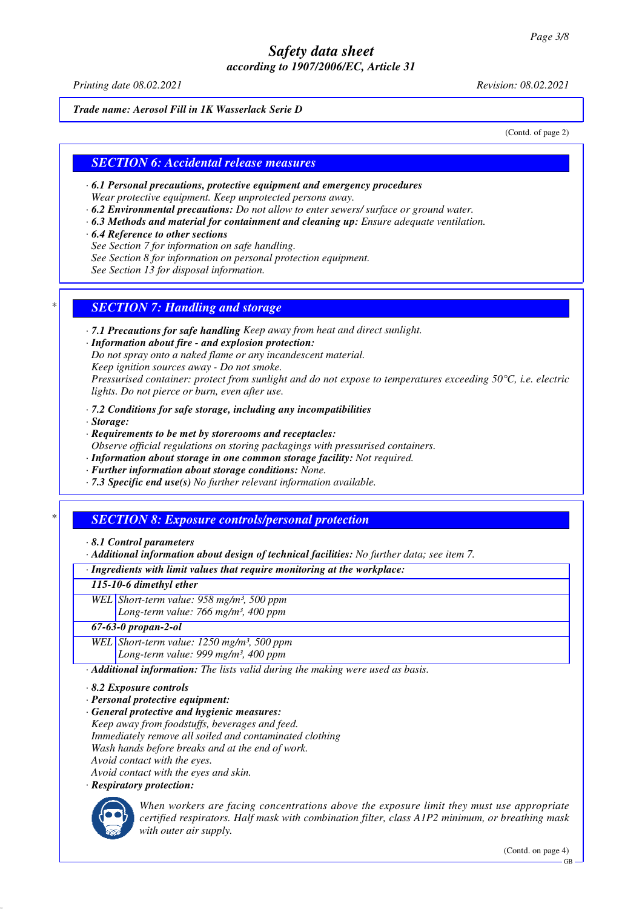*Trade name: Aerosol Fill in 1K Wasserlack Serie D*

(Contd. of page 2)

## SECTION 6: Accidental release measures

· **6.1 Personal precautions, protective equipment and emergency procedures**
Wear protective equipment. Keep unprotected persons away.
· **6.2 Environmental precautions:** Do not allow to enter sewers/ surface or ground water.
· **6.3 Methods and material for containment and cleaning up:** Ensure adequate ventilation.
· **6.4 Reference to other sections**
See Section 7 for information on safe handling.
See Section 8 for information on personal protection equipment.
See Section 13 for disposal information.

## SECTION 7: Handling and storage

· **7.1 Precautions for safe handling** Keep away from heat and direct sunlight.
· **Information about fire - and explosion protection:**
Do not spray onto a naked flame or any incandescent material.
Keep ignition sources away - Do not smoke.
Pressurised container: protect from sunlight and do not expose to temperatures exceeding 50°C, i.e. electric lights. Do not pierce or burn, even after use.

· **7.2 Conditions for safe storage, including any incompatibilities**
· **Storage:**
· **Requirements to be met by storerooms and receptacles:**
Observe official regulations on storing packagings with pressurised containers.
· **Information about storage in one common storage facility:** Not required.
· **Further information about storage conditions:** None.
· **7.3 Specific end use(s)** No further relevant information available.

## SECTION 8: Exposure controls/personal protection

· **8.1 Control parameters**
· **Additional information about design of technical facilities:** No further data; see item 7.

| · **Ingredients with limit values that require monitoring at the workplace:** | |
|---|---|
| **115-10-6 dimethyl ether** | |
| WEL | Short-term value: 958 mg/m³, 500 ppm<br>Long-term value: 766 mg/m³, 400 ppm |
| **67-63-0 propan-2-ol** | |
| WEL | Short-term value: 1250 mg/m³, 500 ppm<br>Long-term value: 999 mg/m³, 400 ppm |

· **Additional information:** The lists valid during the making were used as basis.

· **8.2 Exposure controls**
· **Personal protective equipment:**
· **General protective and hygienic measures:**
Keep away from foodstuffs, beverages and feed.
Immediately remove all soiled and contaminated clothing
Wash hands before breaks and at the end of work.
Avoid contact with the eyes.
Avoid contact with the eyes and skin.
· **Respiratory protection:**

When workers are facing concentrations above the exposure limit they must use appropriate certified respirators. Half mask with combination filter, class A1P2 minimum, or breathing mask with outer air supply.

(Contd. on page 4)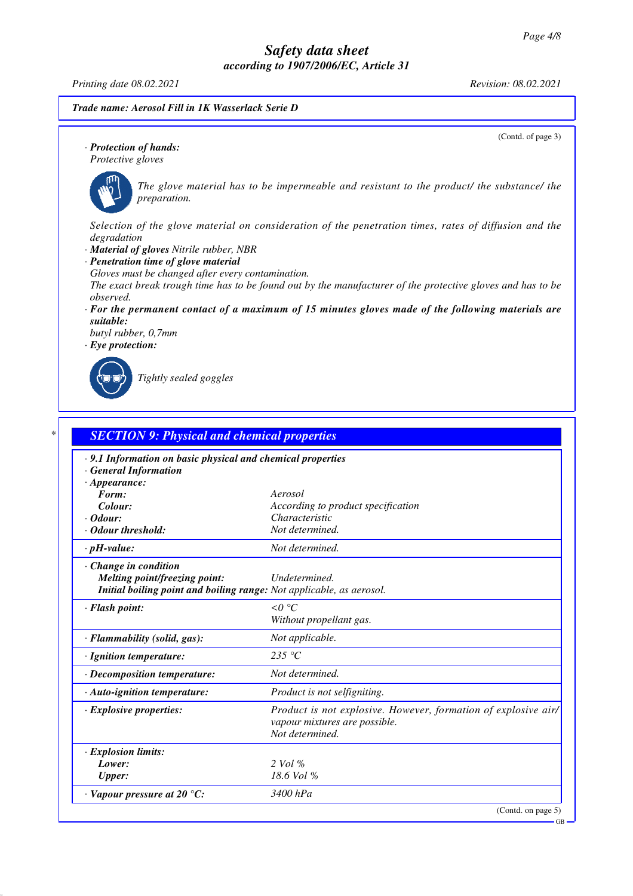(Contd. of page 3)

· **Protection of hands:**
Protective gloves

*The glove material has to be impermeable and resistant to the product/ the substance/ the preparation.*

*Selection of the glove material on consideration of the penetration times, rates of diffusion and the degradation*

· **Material of gloves** Nitrile rubber, NBR

· **Penetration time of glove material**
Gloves must be changed after every contamination.
The exact break trough time has to be found out by the manufacturer of the protective gloves and has to be observed.

· **For the permanent contact of a maximum of 15 minutes gloves made of the following materials are suitable:**
butyl rubber, 0,7mm

· **Eye protection:**

Tightly sealed goggles

## SECTION 9: Physical and chemical properties

| | |
|---|---|
| · **9.1 Information on basic physical and chemical properties** | |
| · **General Information** | |
| · **Appearance:** | |
| **Form:** | Aerosol |
| **Colour:** | According to product specification |
| · **Odour:** | Characteristic |
| · **Odour threshold:** | Not determined. |
| · **pH-value:** | Not determined. |
| · **Change in condition** | |
| **Melting point/freezing point:** | Undetermined. |
| **Initial boiling point and boiling range:** | Not applicable, as aerosol. |
| · **Flash point:** | <0 °C<br>Without propellant gas. |
| · **Flammability (solid, gas):** | Not applicable. |
| · **Ignition temperature:** | 235 °C |
| · **Decomposition temperature:** | Not determined. |
| · **Auto-ignition temperature:** | Product is not selfigniting. |
| · **Explosive properties:** | Product is not explosive. However, formation of explosive air/ vapour mixtures are possible.<br>Not determined. |
| · **Explosion limits:** | |
| **Lower:** | 2 Vol % |
| **Upper:** | 18.6 Vol % |
| · **Vapour pressure at 20 °C:** | 3400 hPa |

(Contd. on page 5)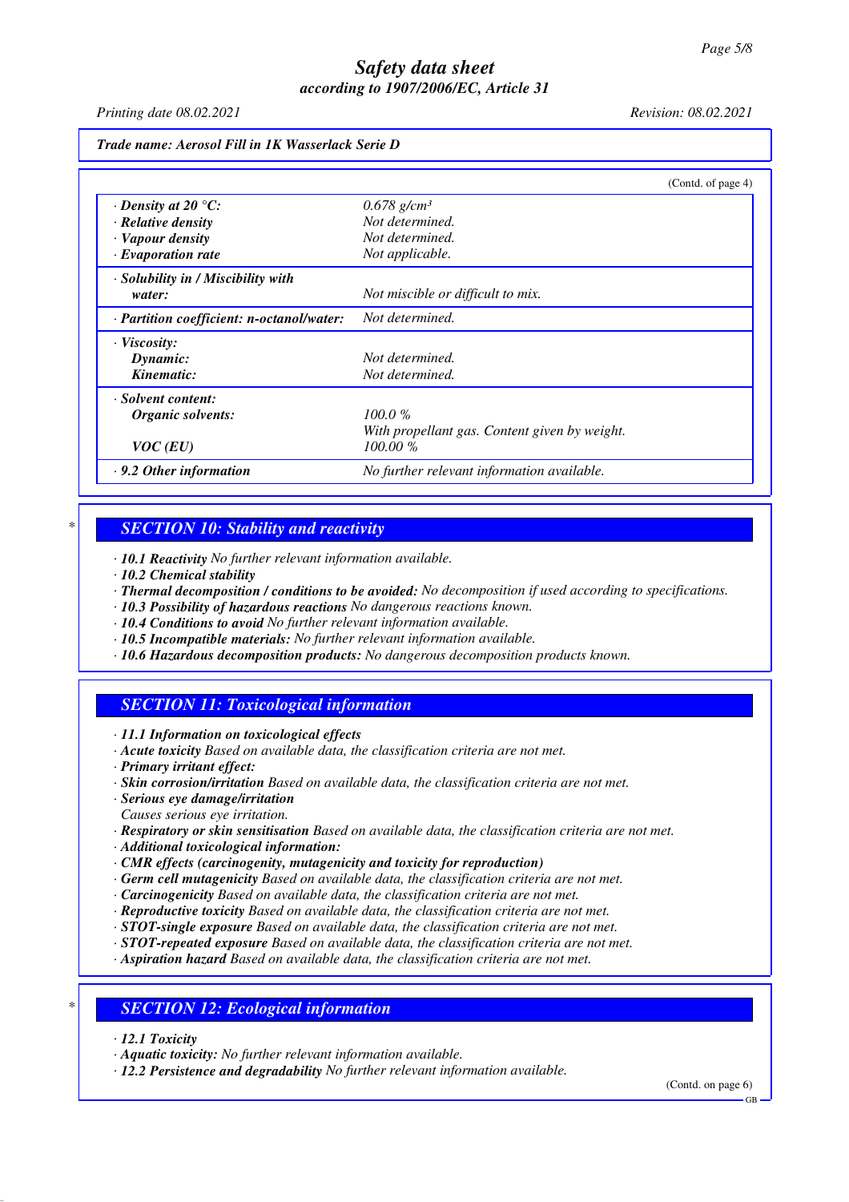**Trade name: Aerosol Fill in 1K Wasserlack Serie D**

(Contd. of page 4)

| | |
|---|---|
| · **Density at 20 °C:** | 0.678 g/cm³ |
| · **Relative density** | Not determined. |
| · **Vapour density** | Not determined. |
| · **Evaporation rate** | Not applicable. |
| · **Solubility in / Miscibility with water:** | Not miscible or difficult to mix. |
| · **Partition coefficient: n-octanol/water:** | Not determined. |
| · **Viscosity:** | |
| **Dynamic:** | Not determined. |
| **Kinematic:** | Not determined. |
| · **Solvent content:** | |
| **Organic solvents:** | 100.0 % |
| | With propellant gas. Content given by weight. |
| **VOC (EU)** | 100.00 % |
| · **9.2 Other information** | No further relevant information available. |

## SECTION 10: Stability and reactivity

· **10.1 Reactivity** No further relevant information available.
· **10.2 Chemical stability**
· **Thermal decomposition / conditions to be avoided:** No decomposition if used according to specifications.
· **10.3 Possibility of hazardous reactions** No dangerous reactions known.
· **10.4 Conditions to avoid** No further relevant information available.
· **10.5 Incompatible materials:** No further relevant information available.
· **10.6 Hazardous decomposition products:** No dangerous decomposition products known.

## SECTION 11: Toxicological information

· **11.1 Information on toxicological effects**
· **Acute toxicity** Based on available data, the classification criteria are not met.
· **Primary irritant effect:**
· **Skin corrosion/irritation** Based on available data, the classification criteria are not met.
· **Serious eye damage/irritation**
Causes serious eye irritation.
· **Respiratory or skin sensitisation** Based on available data, the classification criteria are not met.
· **Additional toxicological information:**
· **CMR effects (carcinogenity, mutagenicity and toxicity for reproduction)**
· **Germ cell mutagenicity** Based on available data, the classification criteria are not met.
· **Carcinogenicity** Based on available data, the classification criteria are not met.
· **Reproductive toxicity** Based on available data, the classification criteria are not met.
· **STOT-single exposure** Based on available data, the classification criteria are not met.
· **STOT-repeated exposure** Based on available data, the classification criteria are not met.
· **Aspiration hazard** Based on available data, the classification criteria are not met.

## SECTION 12: Ecological information

· **12.1 Toxicity**
· **Aquatic toxicity:** No further relevant information available.
· **12.2 Persistence and degradability** No further relevant information available.

(Contd. on page 6)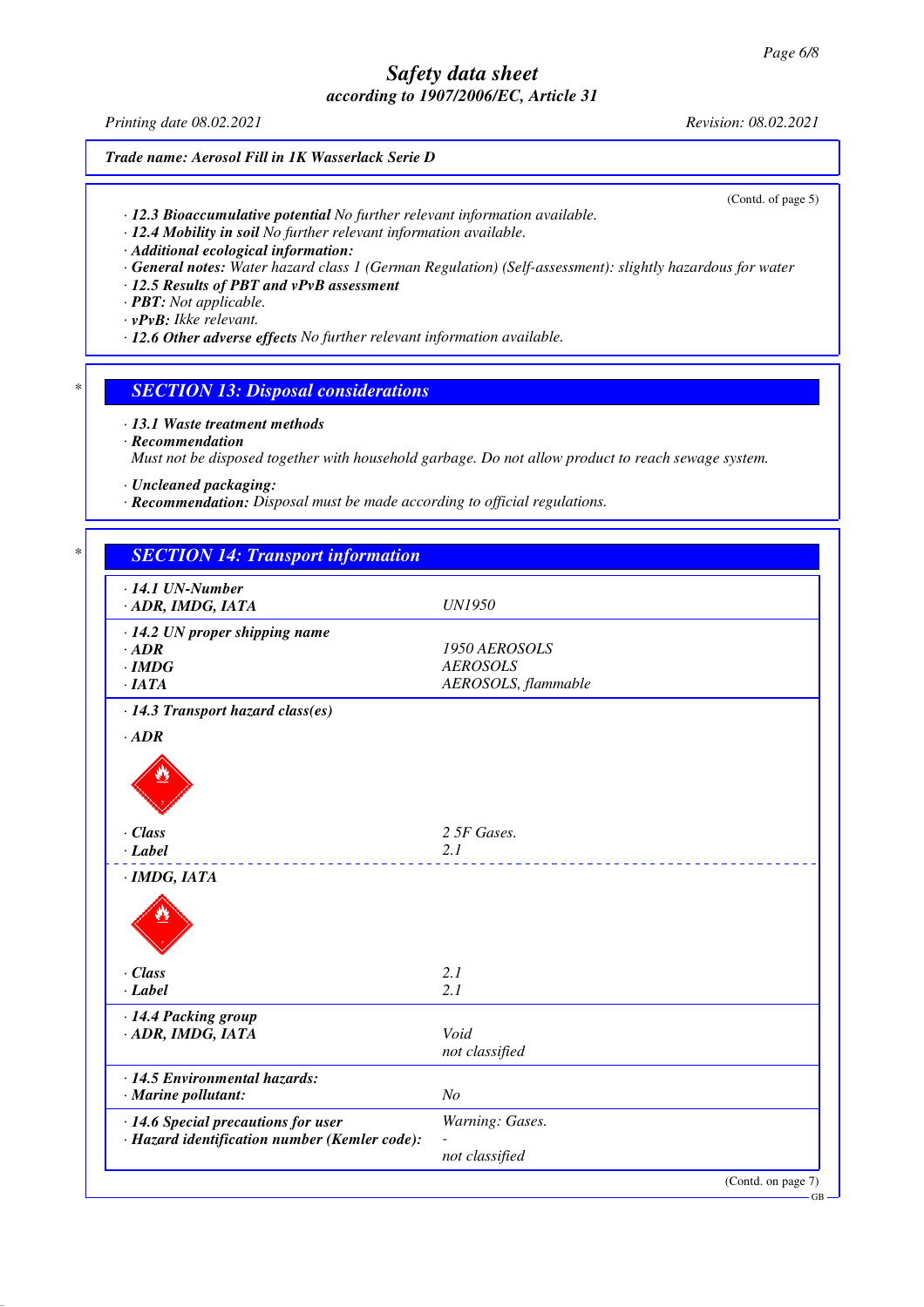(Contd. of page 5)

- **12.3 Bioaccumulative potential** *No further relevant information available.*
- **12.4 Mobility in soil** *No further relevant information available.*
- **Additional ecological information:**
- **General notes:** *Water hazard class 1 (German Regulation) (Self-assessment): slightly hazardous for water*
- **12.5 Results of PBT and vPvB assessment**
- **PBT:** *Not applicable.*
- **vPvB:** *Ikke relevant.*
- **12.6 Other adverse effects** *No further relevant information available.*

## SECTION 13: Disposal considerations

- **13.1 Waste treatment methods**
- **Recommendation**
  *Must not be disposed together with household garbage. Do not allow product to reach sewage system.*

- **Uncleaned packaging:**
- **Recommendation:** *Disposal must be made according to official regulations.*

## SECTION 14: Transport information

| | |
|---|---|
| **14.1 UN-Number** | |
| **ADR, IMDG, IATA** | *UN1950* |
| **14.2 UN proper shipping name** | |
| **ADR** | *1950 AEROSOLS* |
| **IMDG** | *AEROSOLS* |
| **IATA** | *AEROSOLS, flammable* |
| **14.3 Transport hazard class(es)** | |
| **ADR** | |
| **Class** | *2 5F Gases.* |
| **Label** | *2.1* |
| **IMDG, IATA** | |
| **Class** | *2.1* |
| **Label** | *2.1* |
| **14.4 Packing group** | |
| **ADR, IMDG, IATA** | *Void* |
| | *not classified* |
| **14.5 Environmental hazards:** | |
| **Marine pollutant:** | *No* |
| **14.6 Special precautions for user** | *Warning: Gases.* |
| **Hazard identification number (Kemler code):** | *-* |
| | *not classified* |

(Contd. on page 7)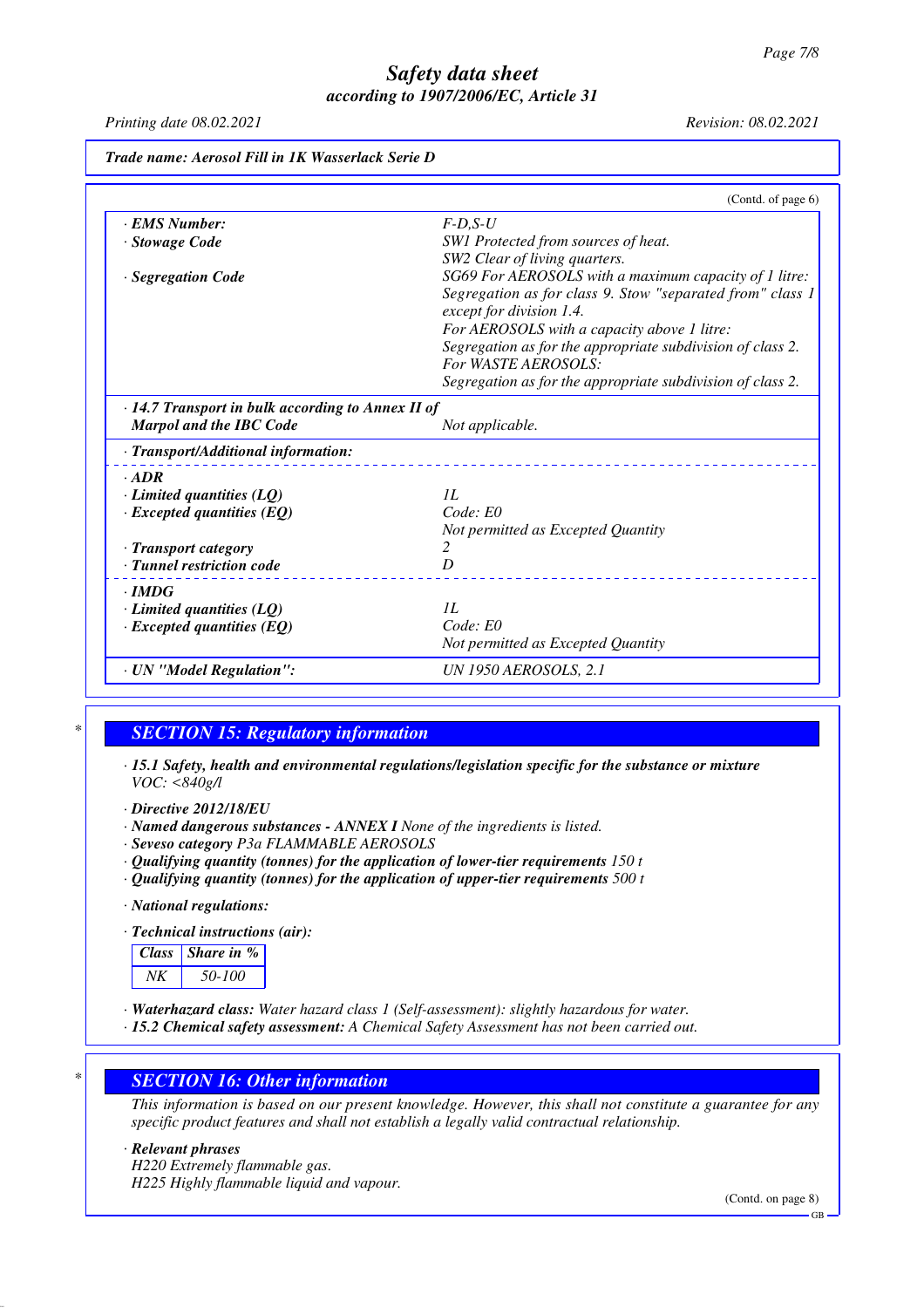Trade name: Aerosol Fill in 1K Wasserlack Serie D

(Contd. of page 6)

| | |
|---|---|
| · **EMS Number:** | F-D,S-U |
| · **Stowage Code** | SW1 Protected from sources of heat.<br>SW2 Clear of living quarters. |
| · **Segregation Code** | SG69 For AEROSOLS with a maximum capacity of 1 litre: Segregation as for class 9. Stow "separated from" class 1 except for division 1.4.<br>For AEROSOLS with a capacity above 1 litre: Segregation as for the appropriate subdivision of class 2.<br>For WASTE AEROSOLS:<br>Segregation as for the appropriate subdivision of class 2. |
| · **14.7 Transport in bulk according to Annex II of Marpol and the IBC Code** | Not applicable. |
| · **Transport/Additional information:** | |
| · **ADR** | |
| · **Limited quantities (LQ)** | 1L |
| · **Excepted quantities (EQ)** | Code: E0<br>Not permitted as Excepted Quantity |
| · **Transport category** | 2 |
| · **Tunnel restriction code** | D |
| · **IMDG** | |
| · **Limited quantities (LQ)** | 1L |
| · **Excepted quantities (EQ)** | Code: E0<br>Not permitted as Excepted Quantity |
| · **UN "Model Regulation":** | UN 1950 AEROSOLS, 2.1 |

## SECTION 15: Regulatory information

· **15.1 Safety, health and environmental regulations/legislation specific for the substance or mixture**
VOC: <840g/l

· **Directive 2012/18/EU**
· **Named dangerous substances - ANNEX I** None of the ingredients is listed.
· **Seveso category** P3a FLAMMABLE AEROSOLS
· **Qualifying quantity (tonnes) for the application of lower-tier requirements** 150 t
· **Qualifying quantity (tonnes) for the application of upper-tier requirements** 500 t

· **National regulations:**

· **Technical instructions (air):**

| Class | Share in % |
|---|---|
| NK | 50-100 |

· **Waterhazard class:** Water hazard class 1 (Self-assessment): slightly hazardous for water.
· **15.2 Chemical safety assessment:** A Chemical Safety Assessment has not been carried out.

## SECTION 16: Other information

This information is based on our present knowledge. However, this shall not constitute a guarantee for any specific product features and shall not establish a legally valid contractual relationship.

· **Relevant phrases**
H220 Extremely flammable gas.
H225 Highly flammable liquid and vapour.

(Contd. on page 8)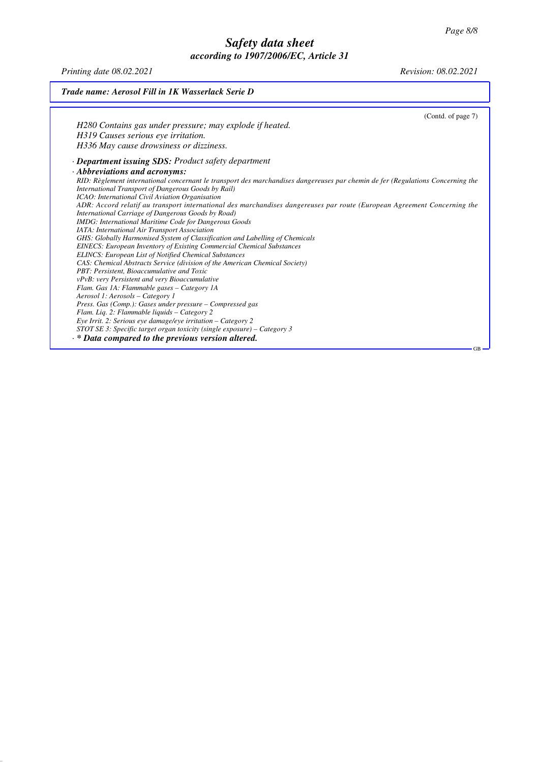(Contd. of page 7)

*H280 Contains gas under pressure; may explode if heated.*
*H319 Causes serious eye irritation.*
*H336 May cause drowsiness or dizziness.*

· ***Department issuing SDS:*** *Product safety department*

· ***Abbreviations and acronyms:***

*RID: Règlement international concernant le transport des marchandises dangereuses par chemin de fer (Regulations Concerning the International Transport of Dangerous Goods by Rail)*
*ICAO: International Civil Aviation Organisation*
*ADR: Accord relatif au transport international des marchandises dangereuses par route (European Agreement Concerning the International Carriage of Dangerous Goods by Road)*
*IMDG: International Maritime Code for Dangerous Goods*
*IATA: International Air Transport Association*
*GHS: Globally Harmonised System of Classification and Labelling of Chemicals*
*EINECS: European Inventory of Existing Commercial Chemical Substances*
*ELINCS: European List of Notified Chemical Substances*
*CAS: Chemical Abstracts Service (division of the American Chemical Society)*
*PBT: Persistent, Bioaccumulative and Toxic*
*vPvB: very Persistent and very Bioaccumulative*
*Flam. Gas 1A: Flammable gases – Category 1A*
*Aerosol 1: Aerosols – Category 1*
*Press. Gas (Comp.): Gases under pressure – Compressed gas*
*Flam. Liq. 2: Flammable liquids – Category 2*
*Eye Irrit. 2: Serious eye damage/eye irritation – Category 2*
*STOT SE 3: Specific target organ toxicity (single exposure) – Category 3*

· ***\* Data compared to the previous version altered.***

GB